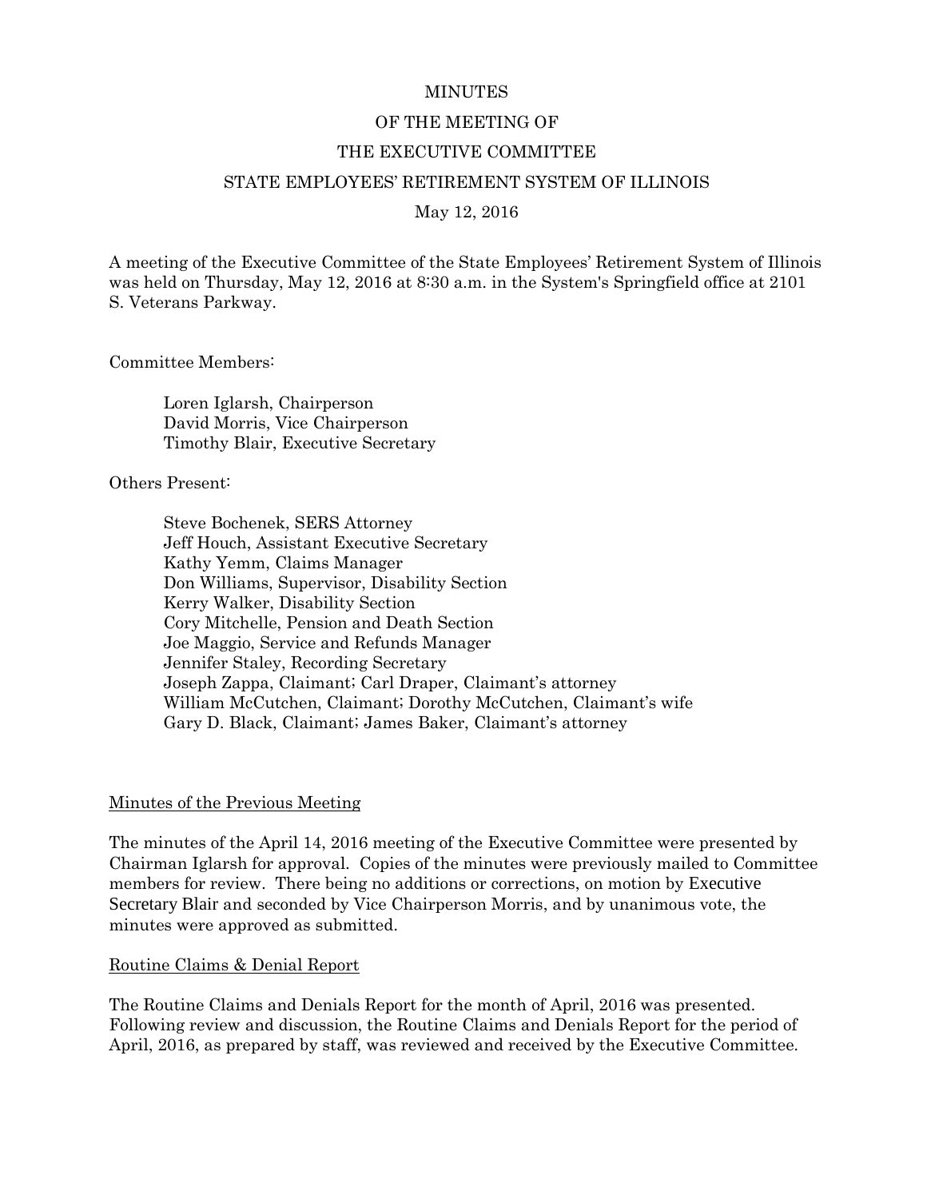MINUTES

OF THE MEETING OF

THE EXECUTIVE COMMITTEE

STATE EMPLOYEES' RETIREMENT SYSTEM OF ILLINOIS

May 12, 2016

A meeting of the Executive Committee of the State Employees' Retirement System of Illinois was held on Thursday, May 12, 2016 at 8:30 a.m. in the System's Springfield office at 2101 S. Veterans Parkway.

Committee Members:

Loren Iglarsh, Chairperson
David Morris, Vice Chairperson
Timothy Blair, Executive Secretary

Others Present:

Steve Bochenek, SERS Attorney
Jeff Houch, Assistant Executive Secretary
Kathy Yemm, Claims Manager
Don Williams, Supervisor, Disability Section
Kerry Walker, Disability Section
Cory Mitchelle, Pension and Death Section
Joe Maggio, Service and Refunds Manager
Jennifer Staley, Recording Secretary
Joseph Zappa, Claimant; Carl Draper, Claimant's attorney
William McCutchen, Claimant; Dorothy McCutchen, Claimant's wife
Gary D. Black, Claimant; James Baker, Claimant's attorney

<u>Minutes of the Previous Meeting</u>

The minutes of the April 14, 2016 meeting of the Executive Committee were presented by Chairman Iglarsh for approval. Copies of the minutes were previously mailed to Committee members for review. There being no additions or corrections, on motion by Executive Secretary Blair and seconded by Vice Chairperson Morris, and by unanimous vote, the minutes were approved as submitted.

<u>Routine Claims & Denial Report</u>

The Routine Claims and Denials Report for the month of April, 2016 was presented. Following review and discussion, the Routine Claims and Denials Report for the period of April, 2016, as prepared by staff, was reviewed and received by the Executive Committee.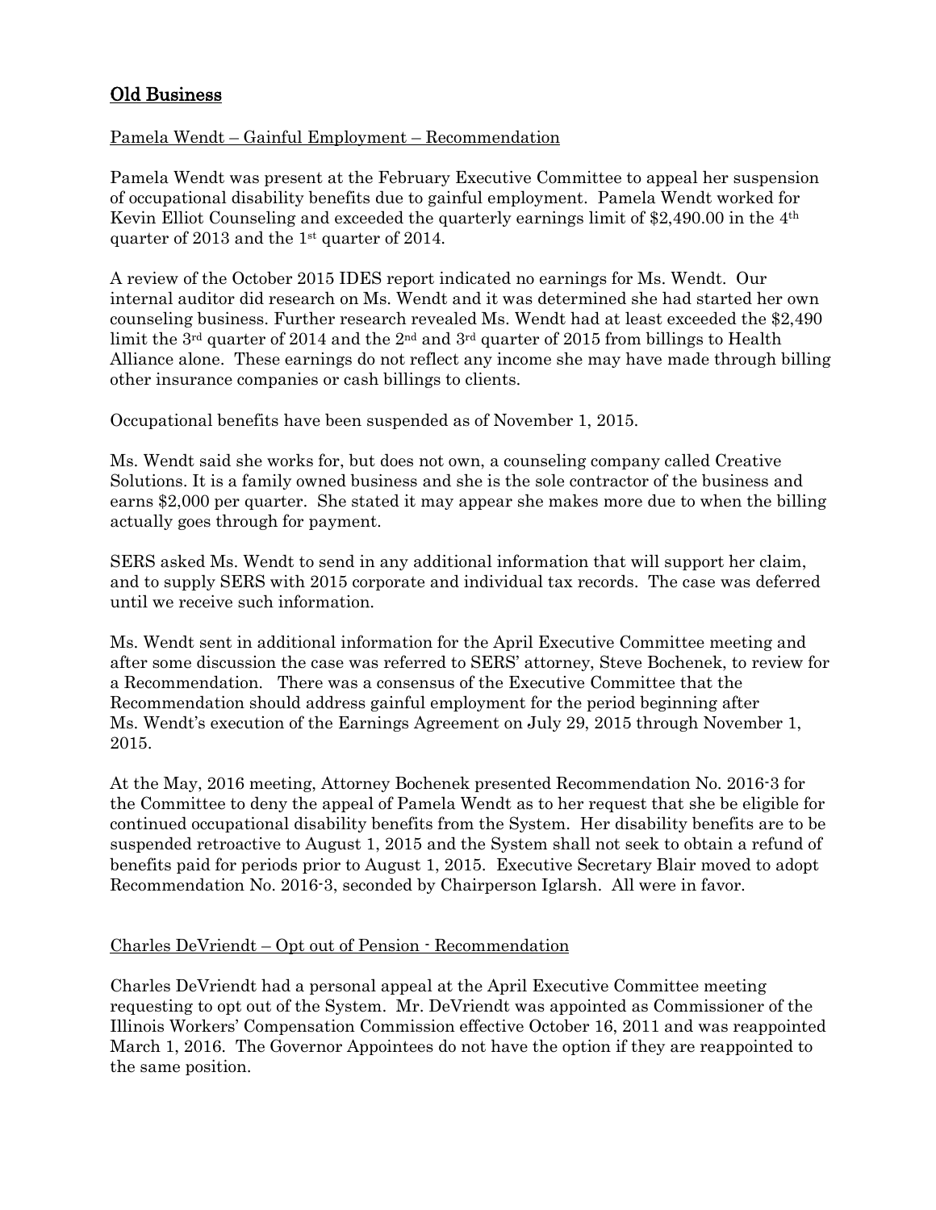## Old Business

Pamela Wendt – Gainful Employment – Recommendation

Pamela Wendt was present at the February Executive Committee to appeal her suspension of occupational disability benefits due to gainful employment. Pamela Wendt worked for Kevin Elliot Counseling and exceeded the quarterly earnings limit of $2,490.00 in the 4th quarter of 2013 and the 1st quarter of 2014.

A review of the October 2015 IDES report indicated no earnings for Ms. Wendt. Our internal auditor did research on Ms. Wendt and it was determined she had started her own counseling business. Further research revealed Ms. Wendt had at least exceeded the $2,490 limit the 3rd quarter of 2014 and the 2nd and 3rd quarter of 2015 from billings to Health Alliance alone. These earnings do not reflect any income she may have made through billing other insurance companies or cash billings to clients.

Occupational benefits have been suspended as of November 1, 2015.

Ms. Wendt said she works for, but does not own, a counseling company called Creative Solutions. It is a family owned business and she is the sole contractor of the business and earns $2,000 per quarter. She stated it may appear she makes more due to when the billing actually goes through for payment.

SERS asked Ms. Wendt to send in any additional information that will support her claim, and to supply SERS with 2015 corporate and individual tax records. The case was deferred until we receive such information.

Ms. Wendt sent in additional information for the April Executive Committee meeting and after some discussion the case was referred to SERS' attorney, Steve Bochenek, to review for a Recommendation. There was a consensus of the Executive Committee that the Recommendation should address gainful employment for the period beginning after Ms. Wendt's execution of the Earnings Agreement on July 29, 2015 through November 1, 2015.

At the May, 2016 meeting, Attorney Bochenek presented Recommendation No. 2016-3 for the Committee to deny the appeal of Pamela Wendt as to her request that she be eligible for continued occupational disability benefits from the System. Her disability benefits are to be suspended retroactive to August 1, 2015 and the System shall not seek to obtain a refund of benefits paid for periods prior to August 1, 2015. Executive Secretary Blair moved to adopt Recommendation No. 2016-3, seconded by Chairperson Iglarsh. All were in favor.

Charles DeVriendt – Opt out of Pension - Recommendation

Charles DeVriendt had a personal appeal at the April Executive Committee meeting requesting to opt out of the System. Mr. DeVriendt was appointed as Commissioner of the Illinois Workers' Compensation Commission effective October 16, 2011 and was reappointed March 1, 2016. The Governor Appointees do not have the option if they are reappointed to the same position.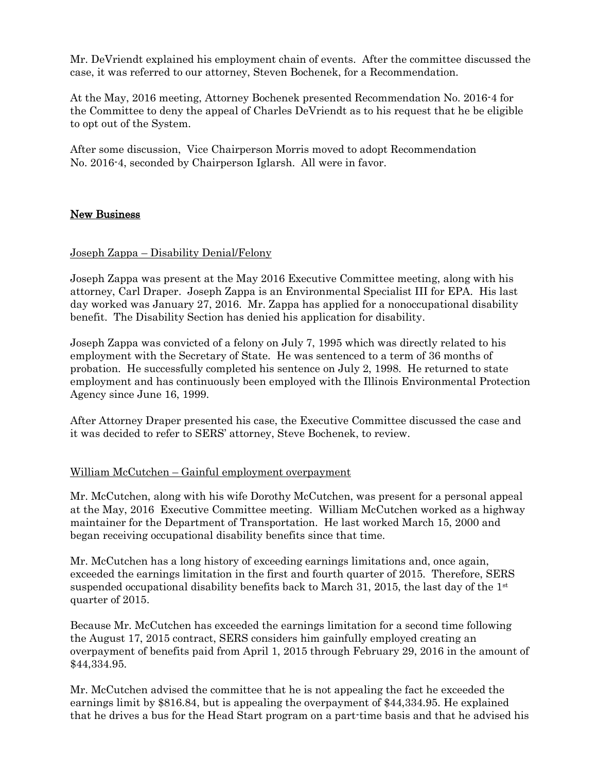Mr. DeVriendt explained his employment chain of events. After the committee discussed the case, it was referred to our attorney, Steven Bochenek, for a Recommendation.

At the May, 2016 meeting, Attorney Bochenek presented Recommendation No. 2016-4 for the Committee to deny the appeal of Charles DeVriendt as to his request that he be eligible to opt out of the System.

After some discussion, Vice Chairperson Morris moved to adopt Recommendation No. 2016-4, seconded by Chairperson Iglarsh. All were in favor.

## New Business

Joseph Zappa – Disability Denial/Felony

Joseph Zappa was present at the May 2016 Executive Committee meeting, along with his attorney, Carl Draper. Joseph Zappa is an Environmental Specialist III for EPA. His last day worked was January 27, 2016. Mr. Zappa has applied for a nonoccupational disability benefit. The Disability Section has denied his application for disability.

Joseph Zappa was convicted of a felony on July 7, 1995 which was directly related to his employment with the Secretary of State. He was sentenced to a term of 36 months of probation. He successfully completed his sentence on July 2, 1998. He returned to state employment and has continuously been employed with the Illinois Environmental Protection Agency since June 16, 1999.

After Attorney Draper presented his case, the Executive Committee discussed the case and it was decided to refer to SERS' attorney, Steve Bochenek, to review.

William McCutchen – Gainful employment overpayment

Mr. McCutchen, along with his wife Dorothy McCutchen, was present for a personal appeal at the May, 2016 Executive Committee meeting. William McCutchen worked as a highway maintainer for the Department of Transportation. He last worked March 15, 2000 and began receiving occupational disability benefits since that time.

Mr. McCutchen has a long history of exceeding earnings limitations and, once again, exceeded the earnings limitation in the first and fourth quarter of 2015. Therefore, SERS suspended occupational disability benefits back to March 31, 2015, the last day of the 1st quarter of 2015.

Because Mr. McCutchen has exceeded the earnings limitation for a second time following the August 17, 2015 contract, SERS considers him gainfully employed creating an overpayment of benefits paid from April 1, 2015 through February 29, 2016 in the amount of $44,334.95.

Mr. McCutchen advised the committee that he is not appealing the fact he exceeded the earnings limit by $816.84, but is appealing the overpayment of $44,334.95. He explained that he drives a bus for the Head Start program on a part-time basis and that he advised his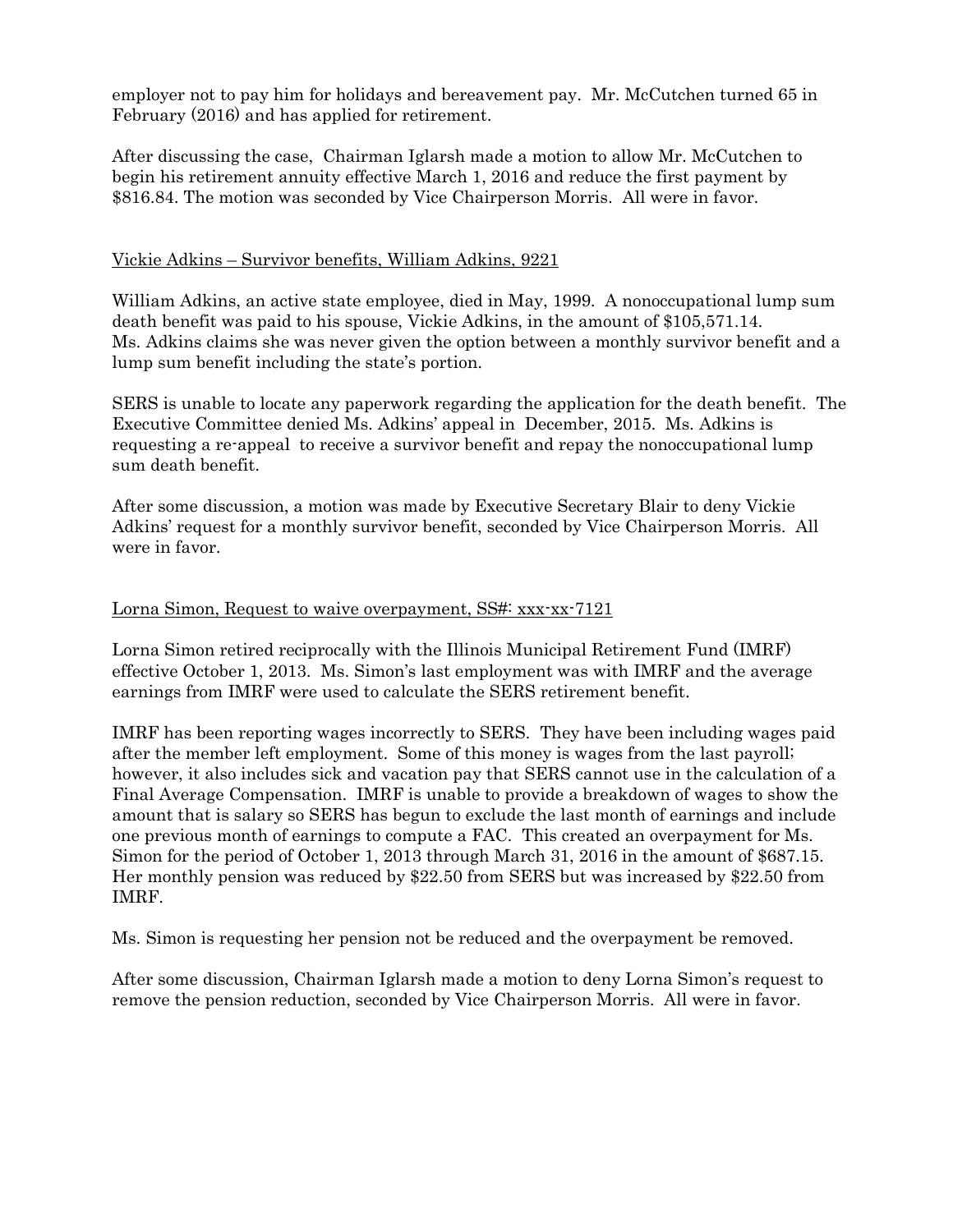employer not to pay him for holidays and bereavement pay. Mr. McCutchen turned 65 in February (2016) and has applied for retirement.

After discussing the case, Chairman Iglarsh made a motion to allow Mr. McCutchen to begin his retirement annuity effective March 1, 2016 and reduce the first payment by $816.84. The motion was seconded by Vice Chairperson Morris. All were in favor.

<u>Vickie Adkins – Survivor benefits, William Adkins, 9221</u>

William Adkins, an active state employee, died in May, 1999. A nonoccupational lump sum death benefit was paid to his spouse, Vickie Adkins, in the amount of $105,571.14. Ms. Adkins claims she was never given the option between a monthly survivor benefit and a lump sum benefit including the state's portion.

SERS is unable to locate any paperwork regarding the application for the death benefit. The Executive Committee denied Ms. Adkins' appeal in December, 2015. Ms. Adkins is requesting a re-appeal to receive a survivor benefit and repay the nonoccupational lump sum death benefit.

After some discussion, a motion was made by Executive Secretary Blair to deny Vickie Adkins' request for a monthly survivor benefit, seconded by Vice Chairperson Morris. All were in favor.

<u>Lorna Simon, Request to waive overpayment, SS#: xxx-xx-7121</u>

Lorna Simon retired reciprocally with the Illinois Municipal Retirement Fund (IMRF) effective October 1, 2013. Ms. Simon's last employment was with IMRF and the average earnings from IMRF were used to calculate the SERS retirement benefit.

IMRF has been reporting wages incorrectly to SERS. They have been including wages paid after the member left employment. Some of this money is wages from the last payroll; however, it also includes sick and vacation pay that SERS cannot use in the calculation of a Final Average Compensation. IMRF is unable to provide a breakdown of wages to show the amount that is salary so SERS has begun to exclude the last month of earnings and include one previous month of earnings to compute a FAC. This created an overpayment for Ms. Simon for the period of October 1, 2013 through March 31, 2016 in the amount of $687.15. Her monthly pension was reduced by $22.50 from SERS but was increased by $22.50 from IMRF.

Ms. Simon is requesting her pension not be reduced and the overpayment be removed.

After some discussion, Chairman Iglarsh made a motion to deny Lorna Simon's request to remove the pension reduction, seconded by Vice Chairperson Morris. All were in favor.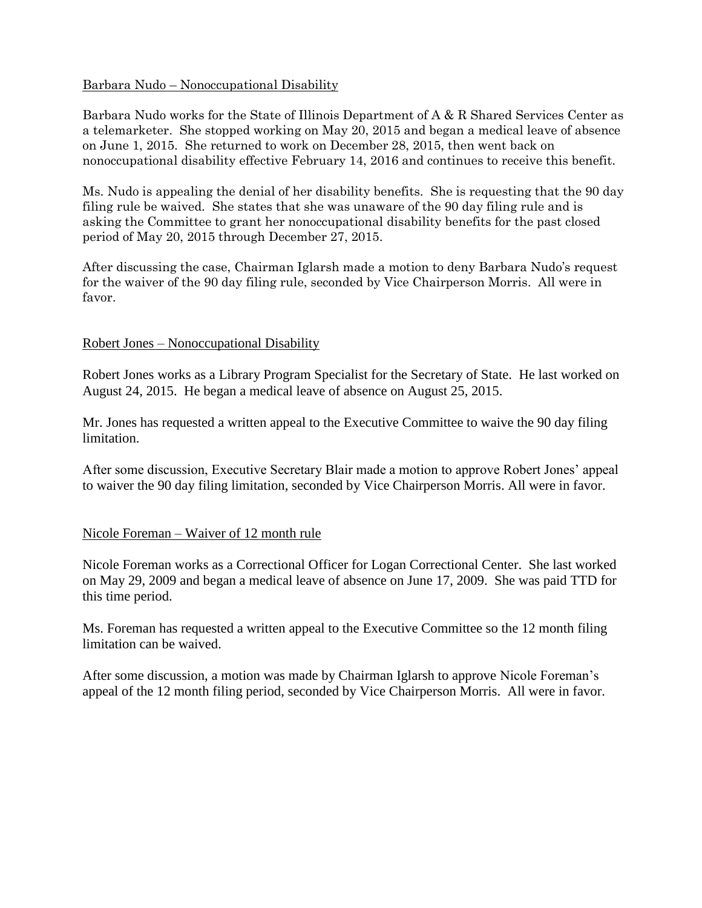Barbara Nudo – Nonoccupational Disability

Barbara Nudo works for the State of Illinois Department of A & R Shared Services Center as a telemarketer. She stopped working on May 20, 2015 and began a medical leave of absence on June 1, 2015. She returned to work on December 28, 2015, then went back on nonoccupational disability effective February 14, 2016 and continues to receive this benefit.

Ms. Nudo is appealing the denial of her disability benefits. She is requesting that the 90 day filing rule be waived. She states that she was unaware of the 90 day filing rule and is asking the Committee to grant her nonoccupational disability benefits for the past closed period of May 20, 2015 through December 27, 2015.

After discussing the case, Chairman Iglarsh made a motion to deny Barbara Nudo's request for the waiver of the 90 day filing rule, seconded by Vice Chairperson Morris. All were in favor.

Robert Jones – Nonoccupational Disability

Robert Jones works as a Library Program Specialist for the Secretary of State. He last worked on August 24, 2015. He began a medical leave of absence on August 25, 2015.

Mr. Jones has requested a written appeal to the Executive Committee to waive the 90 day filing limitation.

After some discussion, Executive Secretary Blair made a motion to approve Robert Jones' appeal to waiver the 90 day filing limitation, seconded by Vice Chairperson Morris. All were in favor.

Nicole Foreman – Waiver of 12 month rule

Nicole Foreman works as a Correctional Officer for Logan Correctional Center. She last worked on May 29, 2009 and began a medical leave of absence on June 17, 2009. She was paid TTD for this time period.

Ms. Foreman has requested a written appeal to the Executive Committee so the 12 month filing limitation can be waived.

After some discussion, a motion was made by Chairman Iglarsh to approve Nicole Foreman's appeal of the 12 month filing period, seconded by Vice Chairperson Morris. All were in favor.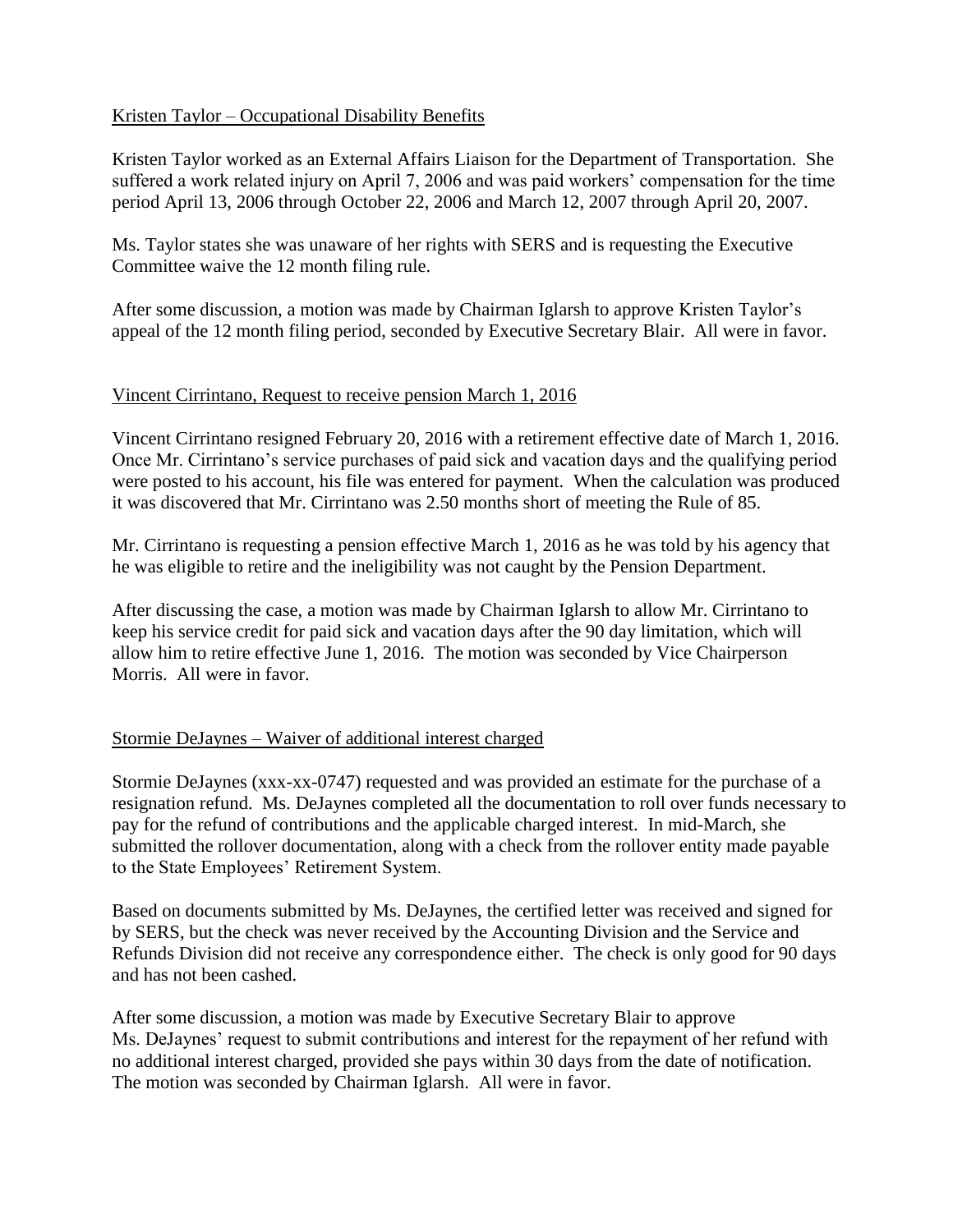Kristen Taylor – Occupational Disability Benefits

Kristen Taylor worked as an External Affairs Liaison for the Department of Transportation. She suffered a work related injury on April 7, 2006 and was paid workers' compensation for the time period April 13, 2006 through October 22, 2006 and March 12, 2007 through April 20, 2007.

Ms. Taylor states she was unaware of her rights with SERS and is requesting the Executive Committee waive the 12 month filing rule.

After some discussion, a motion was made by Chairman Iglarsh to approve Kristen Taylor's appeal of the 12 month filing period, seconded by Executive Secretary Blair. All were in favor.

Vincent Cirrintano, Request to receive pension March 1, 2016

Vincent Cirrintano resigned February 20, 2016 with a retirement effective date of March 1, 2016. Once Mr. Cirrintano's service purchases of paid sick and vacation days and the qualifying period were posted to his account, his file was entered for payment. When the calculation was produced it was discovered that Mr. Cirrintano was 2.50 months short of meeting the Rule of 85.

Mr. Cirrintano is requesting a pension effective March 1, 2016 as he was told by his agency that he was eligible to retire and the ineligibility was not caught by the Pension Department.

After discussing the case, a motion was made by Chairman Iglarsh to allow Mr. Cirrintano to keep his service credit for paid sick and vacation days after the 90 day limitation, which will allow him to retire effective June 1, 2016. The motion was seconded by Vice Chairperson Morris. All were in favor.

Stormie DeJaynes – Waiver of additional interest charged

Stormie DeJaynes (xxx-xx-0747) requested and was provided an estimate for the purchase of a resignation refund. Ms. DeJaynes completed all the documentation to roll over funds necessary to pay for the refund of contributions and the applicable charged interest. In mid-March, she submitted the rollover documentation, along with a check from the rollover entity made payable to the State Employees' Retirement System.

Based on documents submitted by Ms. DeJaynes, the certified letter was received and signed for by SERS, but the check was never received by the Accounting Division and the Service and Refunds Division did not receive any correspondence either. The check is only good for 90 days and has not been cashed.

After some discussion, a motion was made by Executive Secretary Blair to approve Ms. DeJaynes' request to submit contributions and interest for the repayment of her refund with no additional interest charged, provided she pays within 30 days from the date of notification. The motion was seconded by Chairman Iglarsh. All were in favor.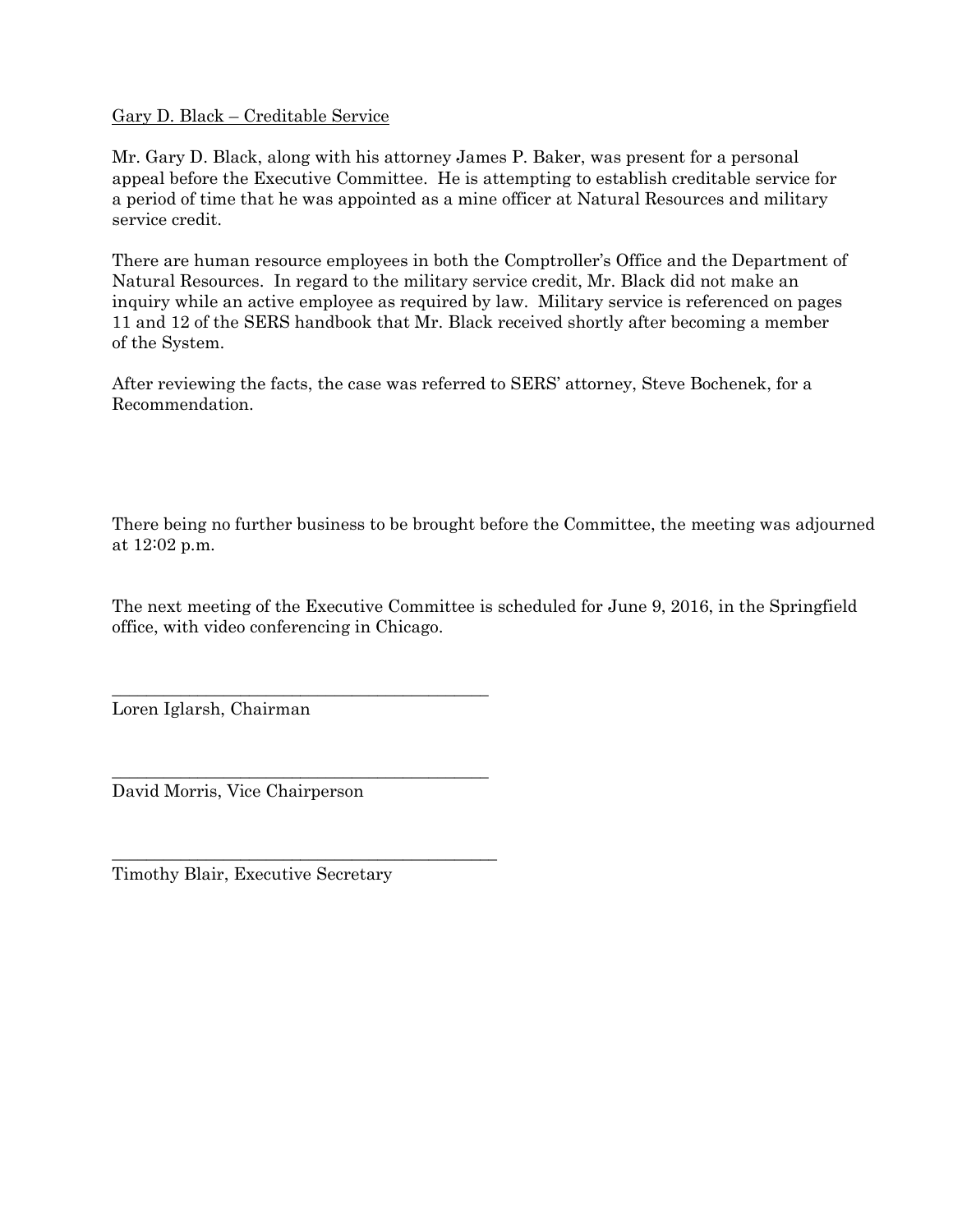Gary D. Black – Creditable Service

Mr. Gary D. Black, along with his attorney James P. Baker, was present for a personal appeal before the Executive Committee. He is attempting to establish creditable service for a period of time that he was appointed as a mine officer at Natural Resources and military service credit.

There are human resource employees in both the Comptroller's Office and the Department of Natural Resources. In regard to the military service credit, Mr. Black did not make an inquiry while an active employee as required by law. Military service is referenced on pages 11 and 12 of the SERS handbook that Mr. Black received shortly after becoming a member of the System.

After reviewing the facts, the case was referred to SERS' attorney, Steve Bochenek, for a Recommendation.

There being no further business to be brought before the Committee, the meeting was adjourned at 12:02 p.m.

The next meeting of the Executive Committee is scheduled for June 9, 2016, in the Springfield office, with video conferencing in Chicago.

\_\_\_\_\_\_\_\_\_\_\_\_\_\_\_\_\_\_\_\_\_\_\_\_\_\_\_\_\_\_\_\_\_\_\_\_\_\_\_\_

Loren Iglarsh, Chairman

\_\_\_\_\_\_\_\_\_\_\_\_\_\_\_\_\_\_\_\_\_\_\_\_\_\_\_\_\_\_\_\_\_\_\_\_\_\_\_\_

David Morris, Vice Chairperson

\_\_\_\_\_\_\_\_\_\_\_\_\_\_\_\_\_\_\_\_\_\_\_\_\_\_\_\_\_\_\_\_\_\_\_\_\_\_\_\_

Timothy Blair, Executive Secretary